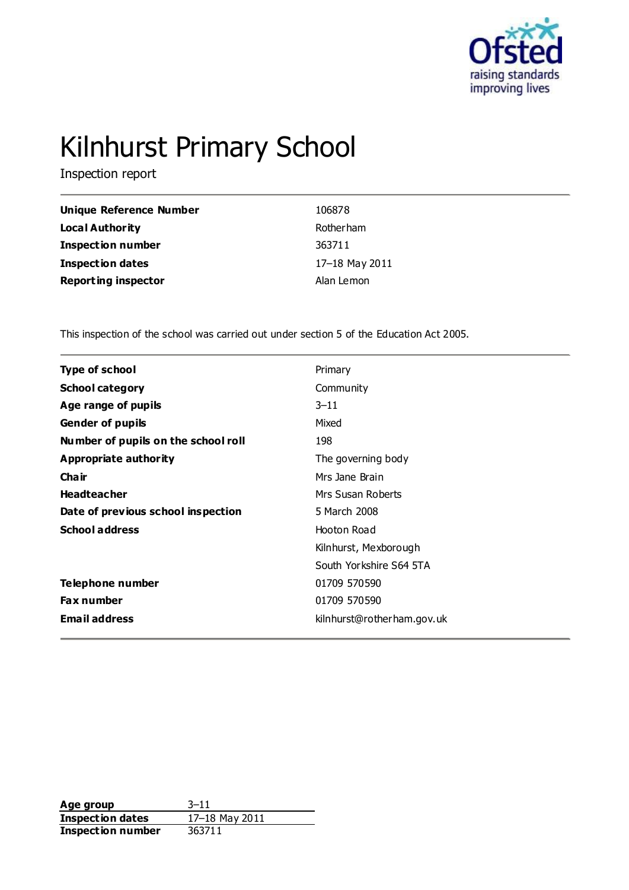# Kilnhurst Primary School

Inspection report

| | |
|---|---|
| **Unique Reference Number** | 106878 |
| **Local Authority** | Rotherham |
| **Inspection number** | 363711 |
| **Inspection dates** | 17–18 May 2011 |
| **Reporting inspector** | Alan Lemon |

This inspection of the school was carried out under section 5 of the Education Act 2005.

| | |
|---|---|
| **Type of school** | Primary |
| **School category** | Community |
| **Age range of pupils** | 3–11 |
| **Gender of pupils** | Mixed |
| **Number of pupils on the school roll** | 198 |
| **Appropriate authority** | The governing body |
| **Chair** | Mrs Jane Brain |
| **Headteacher** | Mrs Susan Roberts |
| **Date of previous school inspection** | 5 March 2008 |
| **School address** | Hooton Road<br>Kilnhurst, Mexborough<br>South Yorkshire S64 5TA |
| **Telephone number** | 01709 570590 |
| **Fax number** | 01709 570590 |
| **Email address** | kilnhurst@rotherham.gov.uk |

| | |
|---|---|
| **Age group** | 3–11 |
| **Inspection dates** | 17–18 May 2011 |
| **Inspection number** | 363711 |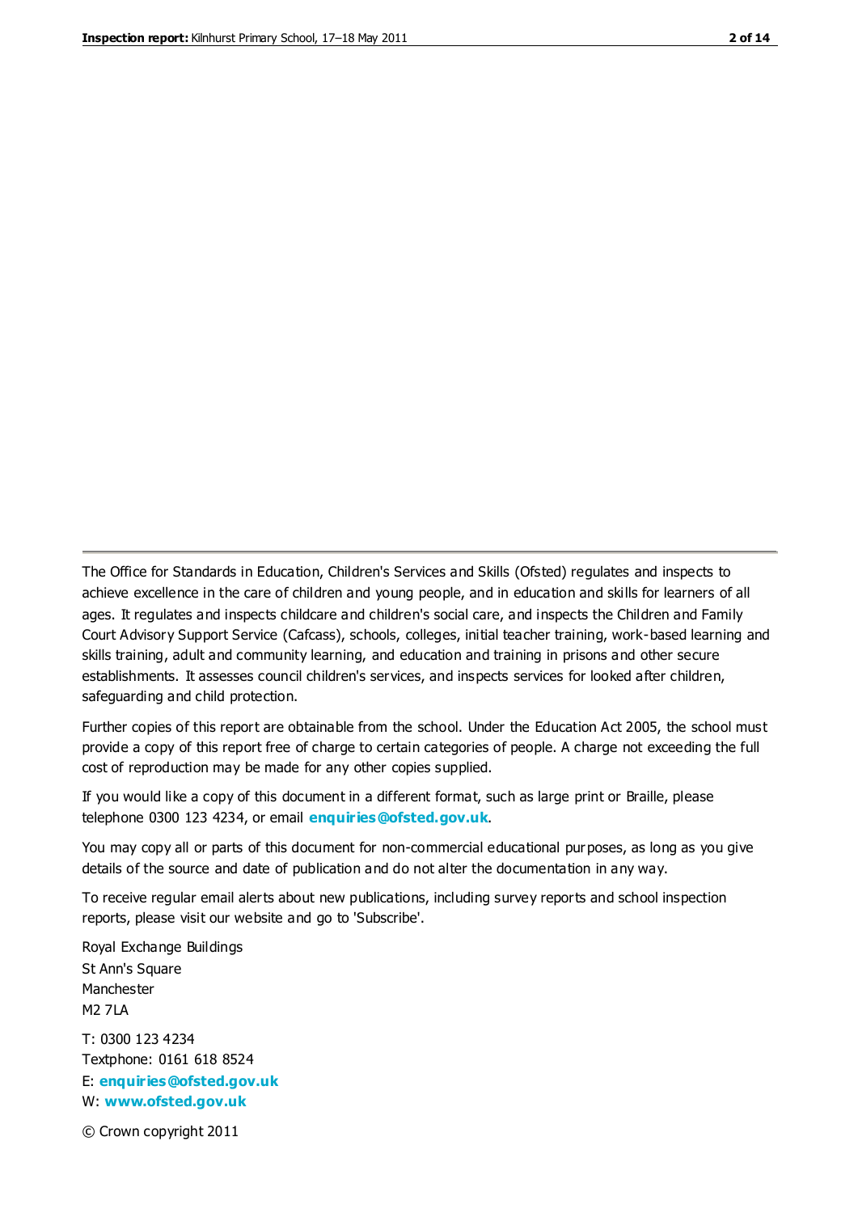The Office for Standards in Education, Children's Services and Skills (Ofsted) regulates and inspects to achieve excellence in the care of children and young people, and in education and skills for learners of all ages. It regulates and inspects childcare and children's social care, and inspects the Children and Family Court Advisory Support Service (Cafcass), schools, colleges, initial teacher training, work-based learning and skills training, adult and community learning, and education and training in prisons and other secure establishments. It assesses council children's services, and inspects services for looked after children, safeguarding and child protection.

Further copies of this report are obtainable from the school. Under the Education Act 2005, the school must provide a copy of this report free of charge to certain categories of people. A charge not exceeding the full cost of reproduction may be made for any other copies supplied.

If you would like a copy of this document in a different format, such as large print or Braille, please telephone 0300 123 4234, or email **enquiries@ofsted.gov.uk**.

You may copy all or parts of this document for non-commercial educational purposes, as long as you give details of the source and date of publication and do not alter the documentation in any way.

To receive regular email alerts about new publications, including survey reports and school inspection reports, please visit our website and go to 'Subscribe'.

Royal Exchange Buildings
St Ann's Square
Manchester
M2 7LA

T: 0300 123 4234
Textphone: 0161 618 8524
E: **enquiries@ofsted.gov.uk**
W: **www.ofsted.gov.uk**

© Crown copyright 2011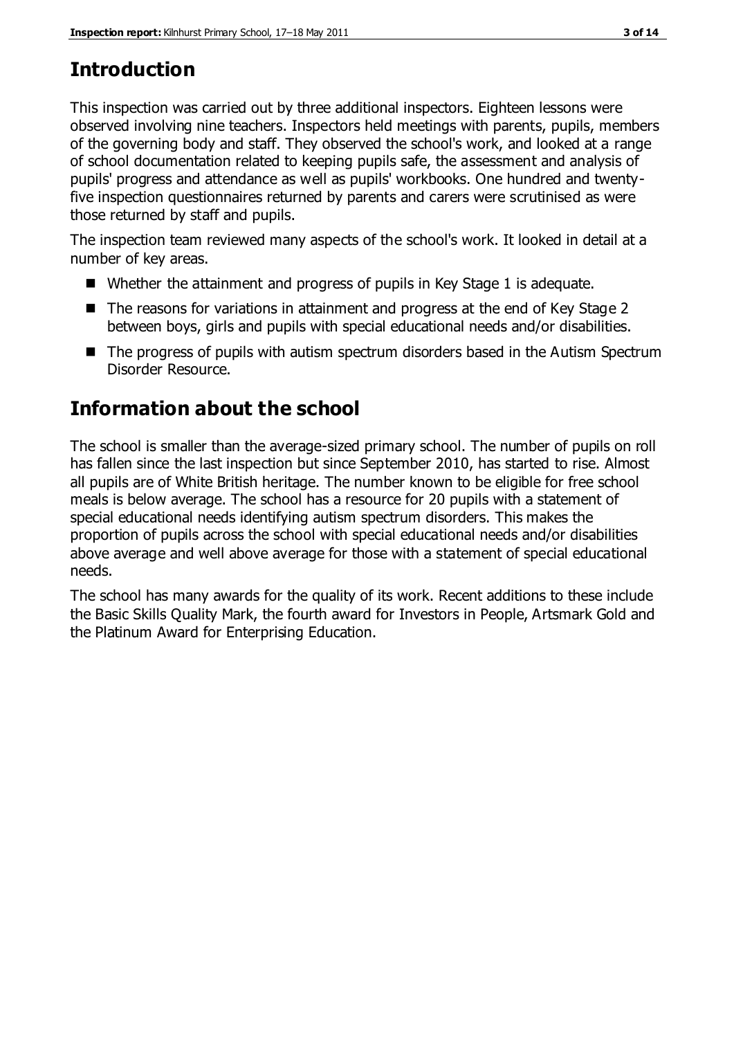## Introduction

This inspection was carried out by three additional inspectors. Eighteen lessons were observed involving nine teachers. Inspectors held meetings with parents, pupils, members of the governing body and staff. They observed the school's work, and looked at a range of school documentation related to keeping pupils safe, the assessment and analysis of pupils' progress and attendance as well as pupils' workbooks. One hundred and twenty-five inspection questionnaires returned by parents and carers were scrutinised as were those returned by staff and pupils.

The inspection team reviewed many aspects of the school's work. It looked in detail at a number of key areas.

- Whether the attainment and progress of pupils in Key Stage 1 is adequate.
- The reasons for variations in attainment and progress at the end of Key Stage 2 between boys, girls and pupils with special educational needs and/or disabilities.
- The progress of pupils with autism spectrum disorders based in the Autism Spectrum Disorder Resource.

## Information about the school

The school is smaller than the average-sized primary school. The number of pupils on roll has fallen since the last inspection but since September 2010, has started to rise. Almost all pupils are of White British heritage. The number known to be eligible for free school meals is below average. The school has a resource for 20 pupils with a statement of special educational needs identifying autism spectrum disorders. This makes the proportion of pupils across the school with special educational needs and/or disabilities above average and well above average for those with a statement of special educational needs.

The school has many awards for the quality of its work. Recent additions to these include the Basic Skills Quality Mark, the fourth award for Investors in People, Artsmark Gold and the Platinum Award for Enterprising Education.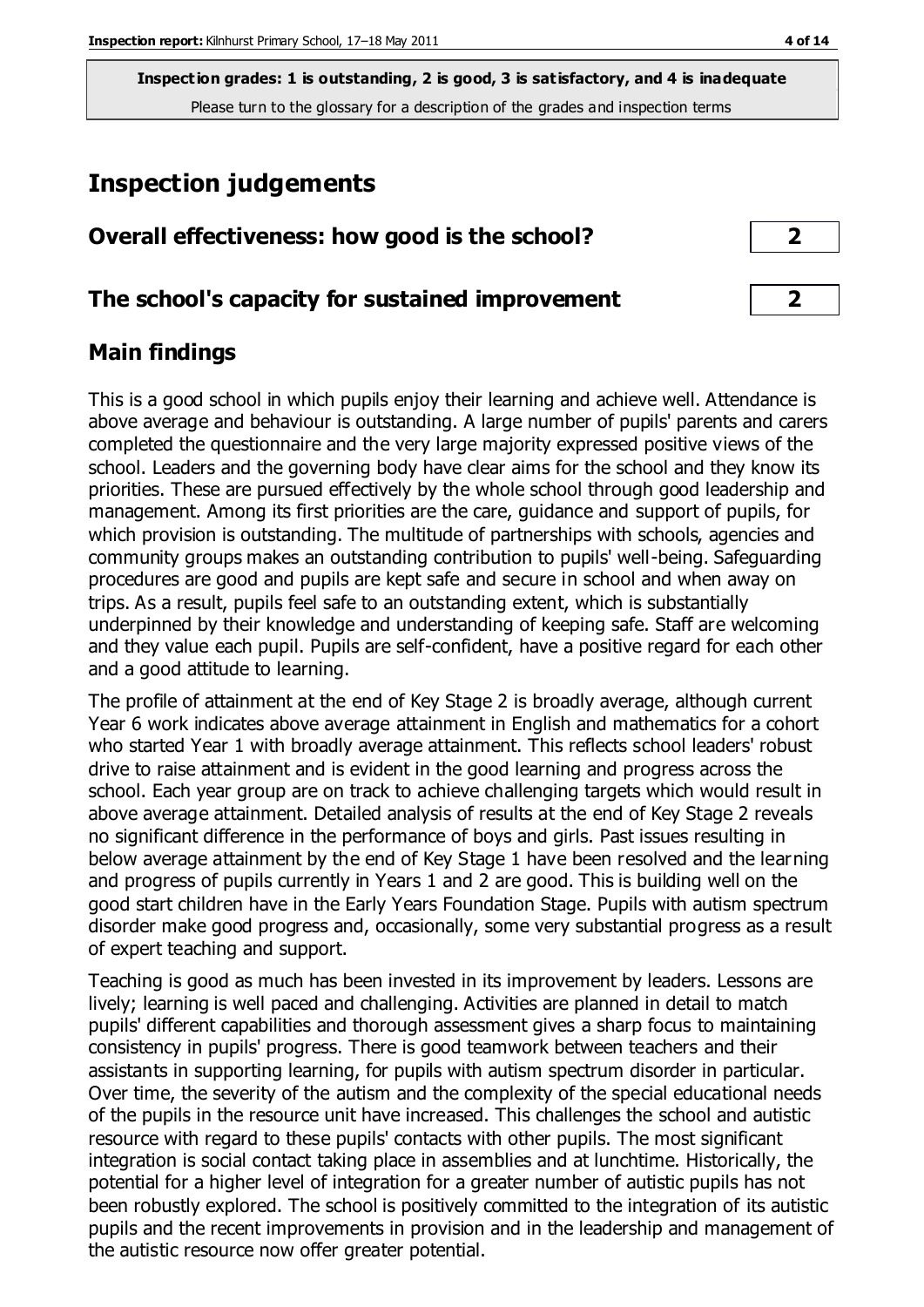**Inspection grades: 1 is outstanding, 2 is good, 3 is satisfactory, and 4 is inadequate**
Please turn to the glossary for a description of the grades and inspection terms

# Inspection judgements

| Overall effectiveness: how good is the school? | 2 |
|---|---|
| **The school's capacity for sustained improvement** | **2** |

## Main findings

This is a good school in which pupils enjoy their learning and achieve well. Attendance is above average and behaviour is outstanding. A large number of pupils' parents and carers completed the questionnaire and the very large majority expressed positive views of the school. Leaders and the governing body have clear aims for the school and they know its priorities. These are pursued effectively by the whole school through good leadership and management. Among its first priorities are the care, guidance and support of pupils, for which provision is outstanding. The multitude of partnerships with schools, agencies and community groups makes an outstanding contribution to pupils' well-being. Safeguarding procedures are good and pupils are kept safe and secure in school and when away on trips. As a result, pupils feel safe to an outstanding extent, which is substantially underpinned by their knowledge and understanding of keeping safe. Staff are welcoming and they value each pupil. Pupils are self-confident, have a positive regard for each other and a good attitude to learning.

The profile of attainment at the end of Key Stage 2 is broadly average, although current Year 6 work indicates above average attainment in English and mathematics for a cohort who started Year 1 with broadly average attainment. This reflects school leaders' robust drive to raise attainment and is evident in the good learning and progress across the school. Each year group are on track to achieve challenging targets which would result in above average attainment. Detailed analysis of results at the end of Key Stage 2 reveals no significant difference in the performance of boys and girls. Past issues resulting in below average attainment by the end of Key Stage 1 have been resolved and the learning and progress of pupils currently in Years 1 and 2 are good. This is building well on the good start children have in the Early Years Foundation Stage. Pupils with autism spectrum disorder make good progress and, occasionally, some very substantial progress as a result of expert teaching and support.

Teaching is good as much has been invested in its improvement by leaders. Lessons are lively; learning is well paced and challenging. Activities are planned in detail to match pupils' different capabilities and thorough assessment gives a sharp focus to maintaining consistency in pupils' progress. There is good teamwork between teachers and their assistants in supporting learning, for pupils with autism spectrum disorder in particular. Over time, the severity of the autism and the complexity of the special educational needs of the pupils in the resource unit have increased. This challenges the school and autistic resource with regard to these pupils' contacts with other pupils. The most significant integration is social contact taking place in assemblies and at lunchtime. Historically, the potential for a higher level of integration for a greater number of autistic pupils has not been robustly explored. The school is positively committed to the integration of its autistic pupils and the recent improvements in provision and in the leadership and management of the autistic resource now offer greater potential.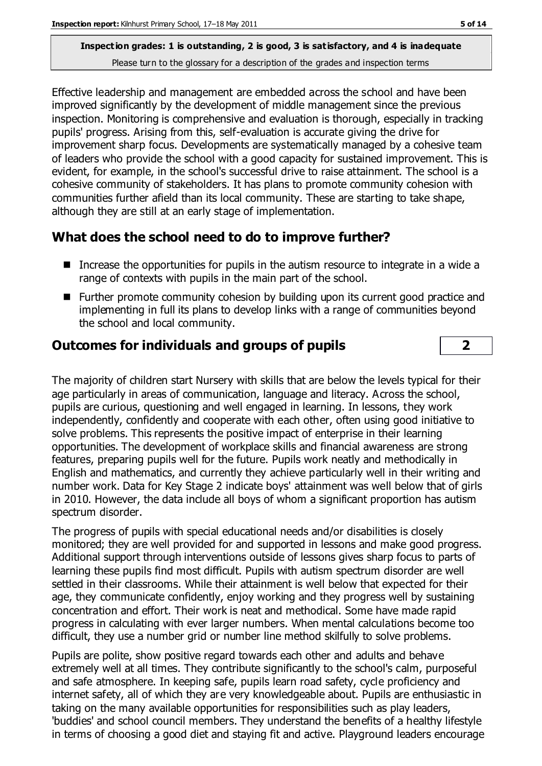Inspection grades: 1 is outstanding, 2 is good, 3 is satisfactory, and 4 is inadequate

Please turn to the glossary for a description of the grades and inspection terms

Effective leadership and management are embedded across the school and have been improved significantly by the development of middle management since the previous inspection. Monitoring is comprehensive and evaluation is thorough, especially in tracking pupils' progress. Arising from this, self-evaluation is accurate giving the drive for improvement sharp focus. Developments are systematically managed by a cohesive team of leaders who provide the school with a good capacity for sustained improvement. This is evident, for example, in the school's successful drive to raise attainment. The school is a cohesive community of stakeholders. It has plans to promote community cohesion with communities further afield than its local community. These are starting to take shape, although they are still at an early stage of implementation.

## What does the school need to do to improve further?

- Increase the opportunities for pupils in the autism resource to integrate in a wide a range of contexts with pupils in the main part of the school.
- Further promote community cohesion by building upon its current good practice and implementing in full its plans to develop links with a range of communities beyond the school and local community.

## Outcomes for individuals and groups of pupils — 2

The majority of children start Nursery with skills that are below the levels typical for their age particularly in areas of communication, language and literacy. Across the school, pupils are curious, questioning and well engaged in learning. In lessons, they work independently, confidently and cooperate with each other, often using good initiative to solve problems. This represents the positive impact of enterprise in their learning opportunities. The development of workplace skills and financial awareness are strong features, preparing pupils well for the future. Pupils work neatly and methodically in English and mathematics, and currently they achieve particularly well in their writing and number work. Data for Key Stage 2 indicate boys' attainment was well below that of girls in 2010. However, the data include all boys of whom a significant proportion has autism spectrum disorder.

The progress of pupils with special educational needs and/or disabilities is closely monitored; they are well provided for and supported in lessons and make good progress. Additional support through interventions outside of lessons gives sharp focus to parts of learning these pupils find most difficult. Pupils with autism spectrum disorder are well settled in their classrooms. While their attainment is well below that expected for their age, they communicate confidently, enjoy working and they progress well by sustaining concentration and effort. Their work is neat and methodical. Some have made rapid progress in calculating with ever larger numbers. When mental calculations become too difficult, they use a number grid or number line method skilfully to solve problems.

Pupils are polite, show positive regard towards each other and adults and behave extremely well at all times. They contribute significantly to the school's calm, purposeful and safe atmosphere. In keeping safe, pupils learn road safety, cycle proficiency and internet safety, all of which they are very knowledgeable about. Pupils are enthusiastic in taking on the many available opportunities for responsibilities such as play leaders, 'buddies' and school council members. They understand the benefits of a healthy lifestyle in terms of choosing a good diet and staying fit and active. Playground leaders encourage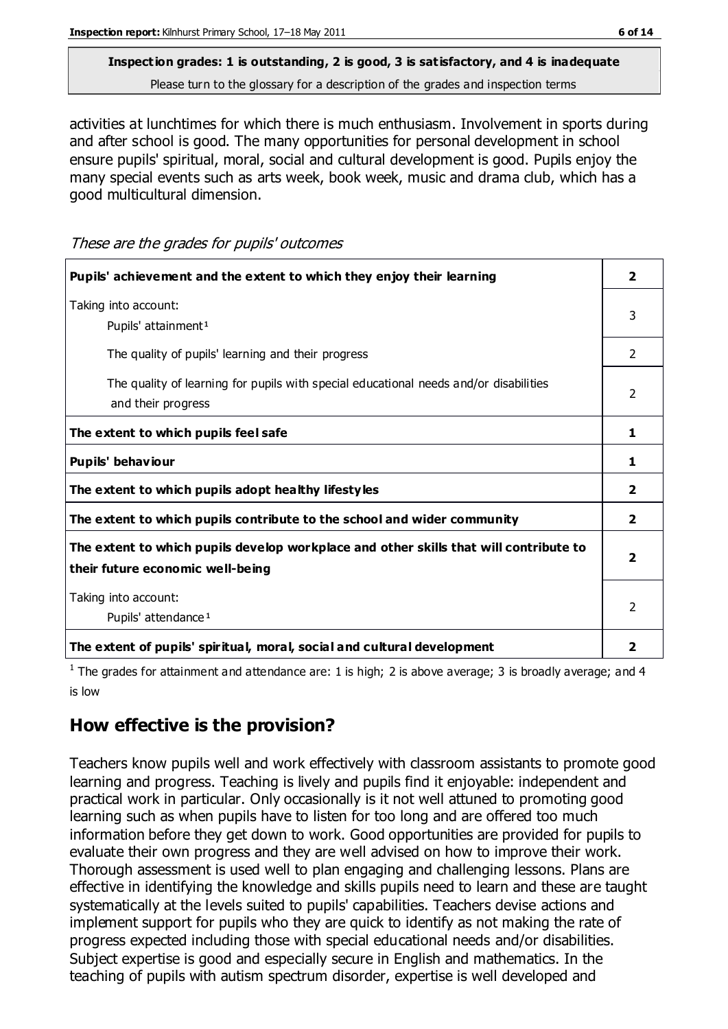**Inspection grades: 1 is outstanding, 2 is good, 3 is satisfactory, and 4 is inadequate**
Please turn to the glossary for a description of the grades and inspection terms

activities at lunchtimes for which there is much enthusiasm. Involvement in sports during and after school is good. The many opportunities for personal development in school ensure pupils' spiritual, moral, social and cultural development is good. Pupils enjoy the many special events such as arts week, book week, music and drama club, which has a good multicultural dimension.

*These are the grades for pupils' outcomes*

| | |
|---|---|
| **Pupils' achievement and the extent to which they enjoy their learning** | **2** |
| Taking into account:<br>Pupils' attainment[1] | 3 |
| The quality of pupils' learning and their progress | 2 |
| The quality of learning for pupils with special educational needs and/or disabilities and their progress | 2 |
| **The extent to which pupils feel safe** | **1** |
| **Pupils' behaviour** | **1** |
| **The extent to which pupils adopt healthy lifestyles** | **2** |
| **The extent to which pupils contribute to the school and wider community** | **2** |
| **The extent to which pupils develop workplace and other skills that will contribute to their future economic well-being** | **2** |
| Taking into account:<br>Pupils' attendance[1] | 2 |
| **The extent of pupils' spiritual, moral, social and cultural development** | **2** |

[1] The grades for attainment and attendance are: 1 is high; 2 is above average; 3 is broadly average; and 4 is low

## How effective is the provision?

Teachers know pupils well and work effectively with classroom assistants to promote good learning and progress. Teaching is lively and pupils find it enjoyable: independent and practical work in particular. Only occasionally is it not well attuned to promoting good learning such as when pupils have to listen for too long and are offered too much information before they get down to work. Good opportunities are provided for pupils to evaluate their own progress and they are well advised on how to improve their work. Thorough assessment is used well to plan engaging and challenging lessons. Plans are effective in identifying the knowledge and skills pupils need to learn and these are taught systematically at the levels suited to pupils' capabilities. Teachers devise actions and implement support for pupils who they are quick to identify as not making the rate of progress expected including those with special educational needs and/or disabilities. Subject expertise is good and especially secure in English and mathematics. In the teaching of pupils with autism spectrum disorder, expertise is well developed and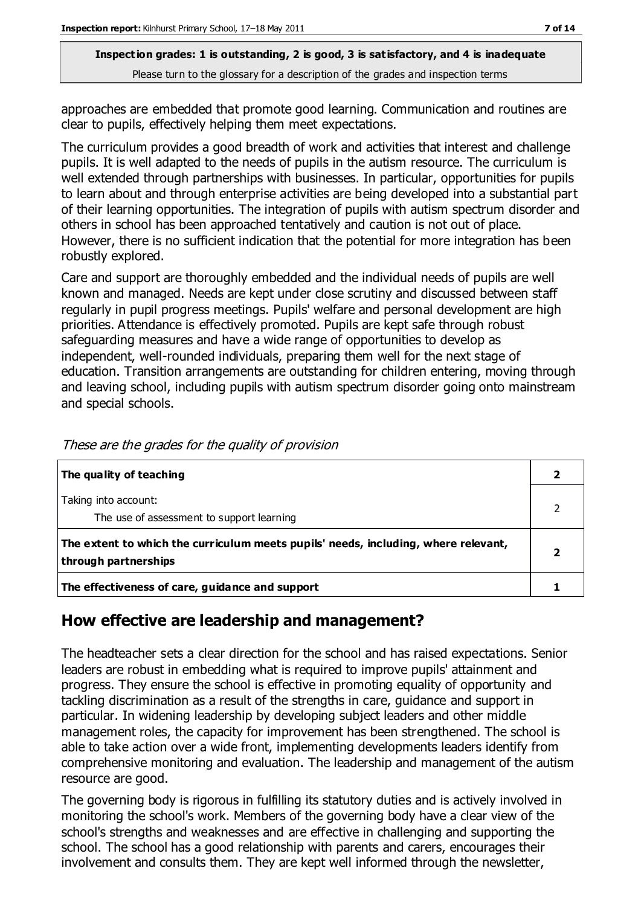approaches are embedded that promote good learning. Communication and routines are clear to pupils, effectively helping them meet expectations.

The curriculum provides a good breadth of work and activities that interest and challenge pupils. It is well adapted to the needs of pupils in the autism resource. The curriculum is well extended through partnerships with businesses. In particular, opportunities for pupils to learn about and through enterprise activities are being developed into a substantial part of their learning opportunities. The integration of pupils with autism spectrum disorder and others in school has been approached tentatively and caution is not out of place. However, there is no sufficient indication that the potential for more integration has been robustly explored.

Care and support are thoroughly embedded and the individual needs of pupils are well known and managed. Needs are kept under close scrutiny and discussed between staff regularly in pupil progress meetings. Pupils' welfare and personal development are high priorities. Attendance is effectively promoted. Pupils are kept safe through robust safeguarding measures and have a wide range of opportunities to develop as independent, well-rounded individuals, preparing them well for the next stage of education. Transition arrangements are outstanding for children entering, moving through and leaving school, including pupils with autism spectrum disorder going onto mainstream and special schools.

*These are the grades for the quality of provision*

| | |
|---|---|
| **The quality of teaching** | **2** |
| Taking into account:<br>The use of assessment to support learning | 2 |
| **The extent to which the curriculum meets pupils' needs, including, where relevant, through partnerships** | **2** |
| **The effectiveness of care, guidance and support** | **1** |

## How effective are leadership and management?

The headteacher sets a clear direction for the school and has raised expectations. Senior leaders are robust in embedding what is required to improve pupils' attainment and progress. They ensure the school is effective in promoting equality of opportunity and tackling discrimination as a result of the strengths in care, guidance and support in particular. In widening leadership by developing subject leaders and other middle management roles, the capacity for improvement has been strengthened. The school is able to take action over a wide front, implementing developments leaders identify from comprehensive monitoring and evaluation. The leadership and management of the autism resource are good.

The governing body is rigorous in fulfilling its statutory duties and is actively involved in monitoring the school's work. Members of the governing body have a clear view of the school's strengths and weaknesses and are effective in challenging and supporting the school. The school has a good relationship with parents and carers, encourages their involvement and consults them. They are kept well informed through the newsletter,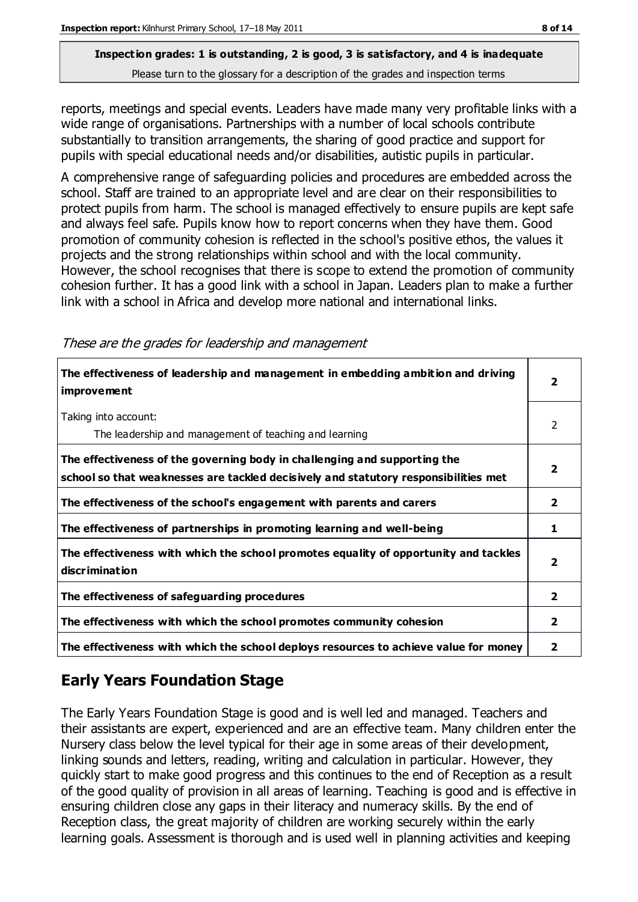**Inspection grades: 1 is outstanding, 2 is good, 3 is satisfactory, and 4 is inadequate**
Please turn to the glossary for a description of the grades and inspection terms

reports, meetings and special events. Leaders have made many very profitable links with a wide range of organisations. Partnerships with a number of local schools contribute substantially to transition arrangements, the sharing of good practice and support for pupils with special educational needs and/or disabilities, autistic pupils in particular.

A comprehensive range of safeguarding policies and procedures are embedded across the school. Staff are trained to an appropriate level and are clear on their responsibilities to protect pupils from harm. The school is managed effectively to ensure pupils are kept safe and always feel safe. Pupils know how to report concerns when they have them. Good promotion of community cohesion is reflected in the school's positive ethos, the values it projects and the strong relationships within school and with the local community. However, the school recognises that there is scope to extend the promotion of community cohesion further. It has a good link with a school in Japan. Leaders plan to make a further link with a school in Africa and develop more national and international links.

*These are the grades for leadership and management*

| | |
|---|---|
| **The effectiveness of leadership and management in embedding ambition and driving improvement** | **2** |
| Taking into account:<br>The leadership and management of teaching and learning | 2 |
| **The effectiveness of the governing body in challenging and supporting the school so that weaknesses are tackled decisively and statutory responsibilities met** | **2** |
| **The effectiveness of the school's engagement with parents and carers** | **2** |
| **The effectiveness of partnerships in promoting learning and well-being** | **1** |
| **The effectiveness with which the school promotes equality of opportunity and tackles discrimination** | **2** |
| **The effectiveness of safeguarding procedures** | **2** |
| **The effectiveness with which the school promotes community cohesion** | **2** |
| **The effectiveness with which the school deploys resources to achieve value for money** | **2** |

## Early Years Foundation Stage

The Early Years Foundation Stage is good and is well led and managed. Teachers and their assistants are expert, experienced and are an effective team. Many children enter the Nursery class below the level typical for their age in some areas of their development, linking sounds and letters, reading, writing and calculation in particular. However, they quickly start to make good progress and this continues to the end of Reception as a result of the good quality of provision in all areas of learning. Teaching is good and is effective in ensuring children close any gaps in their literacy and numeracy skills. By the end of Reception class, the great majority of children are working securely within the early learning goals. Assessment is thorough and is used well in planning activities and keeping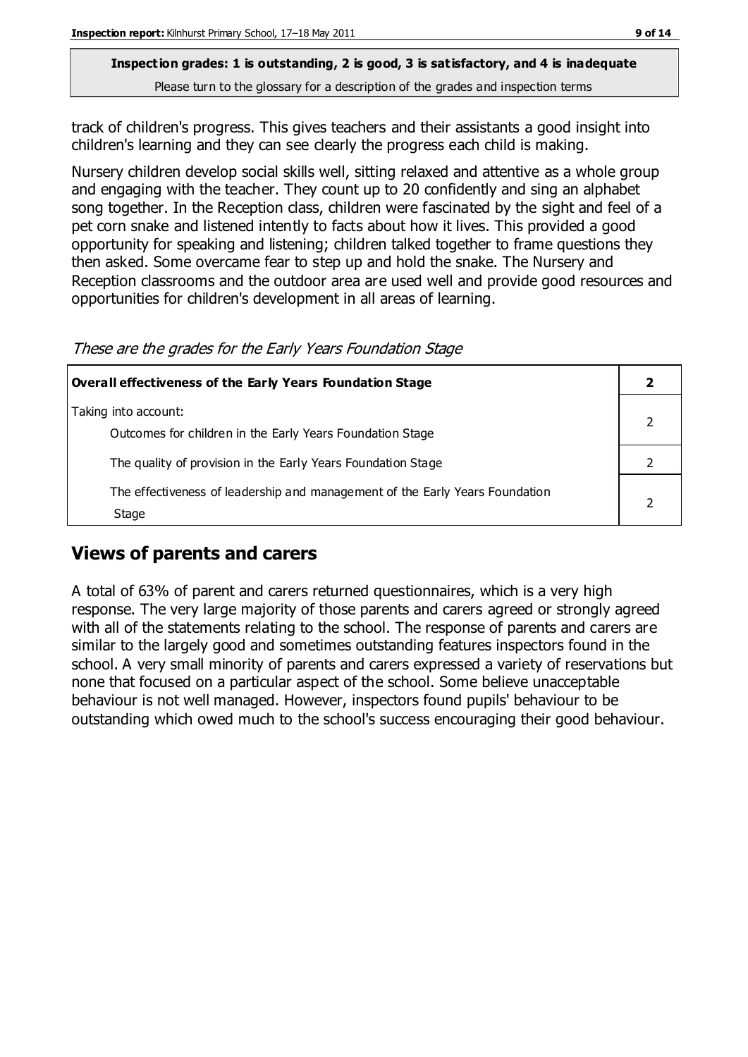**Inspection grades: 1 is outstanding, 2 is good, 3 is satisfactory, and 4 is inadequate**

Please turn to the glossary for a description of the grades and inspection terms

track of children's progress. This gives teachers and their assistants a good insight into children's learning and they can see clearly the progress each child is making.

Nursery children develop social skills well, sitting relaxed and attentive as a whole group and engaging with the teacher. They count up to 20 confidently and sing an alphabet song together. In the Reception class, children were fascinated by the sight and feel of a pet corn snake and listened intently to facts about how it lives. This provided a good opportunity for speaking and listening; children talked together to frame questions they then asked. Some overcame fear to step up and hold the snake. The Nursery and Reception classrooms and the outdoor area are used well and provide good resources and opportunities for children's development in all areas of learning.

*These are the grades for the Early Years Foundation Stage*

| **Overall effectiveness of the Early Years Foundation Stage** | **2** |
|---|---|
| Taking into account:<br>Outcomes for children in the Early Years Foundation Stage | 2 |
| The quality of provision in the Early Years Foundation Stage | 2 |
| The effectiveness of leadership and management of the Early Years Foundation Stage | 2 |

## Views of parents and carers

A total of 63% of parent and carers returned questionnaires, which is a very high response. The very large majority of those parents and carers agreed or strongly agreed with all of the statements relating to the school. The response of parents and carers are similar to the largely good and sometimes outstanding features inspectors found in the school. A very small minority of parents and carers expressed a variety of reservations but none that focused on a particular aspect of the school. Some believe unacceptable behaviour is not well managed. However, inspectors found pupils' behaviour to be outstanding which owed much to the school's success encouraging their good behaviour.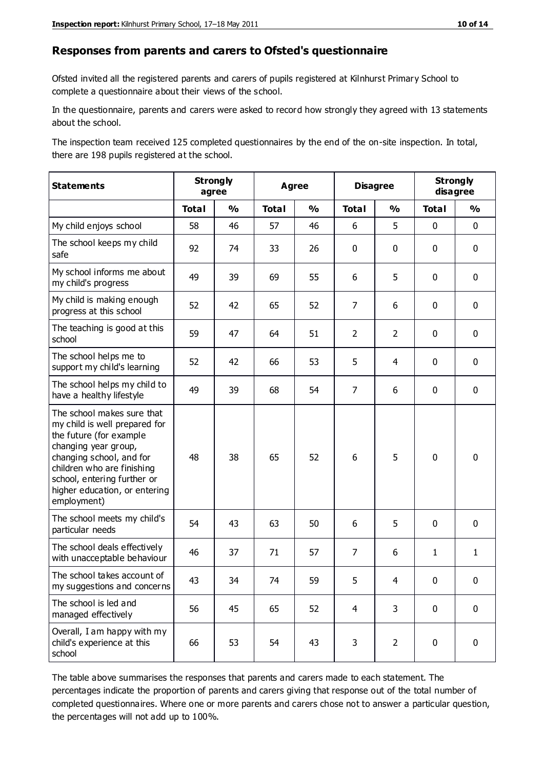## Responses from parents and carers to Ofsted's questionnaire

Ofsted invited all the registered parents and carers of pupils registered at Kilnhurst Primary School to complete a questionnaire about their views of the school.

In the questionnaire, parents and carers were asked to record how strongly they agreed with 13 statements about the school.

The inspection team received 125 completed questionnaires by the end of the on-site inspection. In total, there are 198 pupils registered at the school.

| Statements | Strongly agree | | Agree | | Disagree | | Strongly disagree | |
|---|---|---|---|---|---|---|---|---|
| | Total | % | Total | % | Total | % | Total | % |
| My child enjoys school | 58 | 46 | 57 | 46 | 6 | 5 | 0 | 0 |
| The school keeps my child safe | 92 | 74 | 33 | 26 | 0 | 0 | 0 | 0 |
| My school informs me about my child's progress | 49 | 39 | 69 | 55 | 6 | 5 | 0 | 0 |
| My child is making enough progress at this school | 52 | 42 | 65 | 52 | 7 | 6 | 0 | 0 |
| The teaching is good at this school | 59 | 47 | 64 | 51 | 2 | 2 | 0 | 0 |
| The school helps me to support my child's learning | 52 | 42 | 66 | 53 | 5 | 4 | 0 | 0 |
| The school helps my child to have a healthy lifestyle | 49 | 39 | 68 | 54 | 7 | 6 | 0 | 0 |
| The school makes sure that my child is well prepared for the future (for example changing year group, changing school, and for children who are finishing school, entering further or higher education, or entering employment) | 48 | 38 | 65 | 52 | 6 | 5 | 0 | 0 |
| The school meets my child's particular needs | 54 | 43 | 63 | 50 | 6 | 5 | 0 | 0 |
| The school deals effectively with unacceptable behaviour | 46 | 37 | 71 | 57 | 7 | 6 | 1 | 1 |
| The school takes account of my suggestions and concerns | 43 | 34 | 74 | 59 | 5 | 4 | 0 | 0 |
| The school is led and managed effectively | 56 | 45 | 65 | 52 | 4 | 3 | 0 | 0 |
| Overall, I am happy with my child's experience at this school | 66 | 53 | 54 | 43 | 3 | 2 | 0 | 0 |

The table above summarises the responses that parents and carers made to each statement. The percentages indicate the proportion of parents and carers giving that response out of the total number of completed questionnaires. Where one or more parents and carers chose not to answer a particular question, the percentages will not add up to 100%.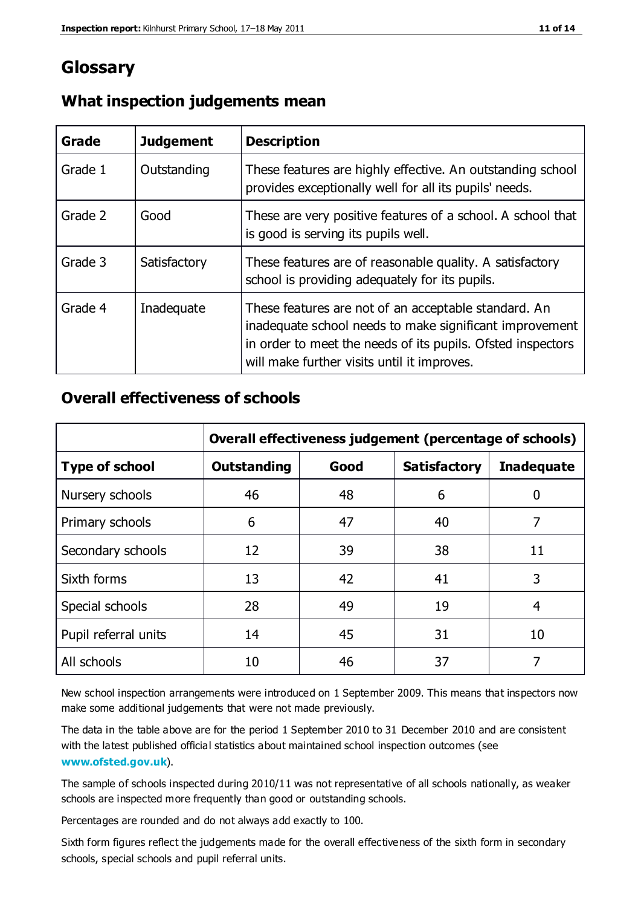# Glossary

## What inspection judgements mean

| Grade | Judgement | Description |
|---|---|---|
| Grade 1 | Outstanding | These features are highly effective. An outstanding school provides exceptionally well for all its pupils' needs. |
| Grade 2 | Good | These are very positive features of a school. A school that is good is serving its pupils well. |
| Grade 3 | Satisfactory | These features are of reasonable quality. A satisfactory school is providing adequately for its pupils. |
| Grade 4 | Inadequate | These features are not of an acceptable standard. An inadequate school needs to make significant improvement in order to meet the needs of its pupils. Ofsted inspectors will make further visits until it improves. |

## Overall effectiveness of schools

| | Overall effectiveness judgement (percentage of schools) | | | |
|---|---|---|---|---|
| **Type of school** | **Outstanding** | **Good** | **Satisfactory** | **Inadequate** |
| Nursery schools | 46 | 48 | 6 | 0 |
| Primary schools | 6 | 47 | 40 | 7 |
| Secondary schools | 12 | 39 | 38 | 11 |
| Sixth forms | 13 | 42 | 41 | 3 |
| Special schools | 28 | 49 | 19 | 4 |
| Pupil referral units | 14 | 45 | 31 | 10 |
| All schools | 10 | 46 | 37 | 7 |

New school inspection arrangements were introduced on 1 September 2009. This means that inspectors now make some additional judgements that were not made previously.

The data in the table above are for the period 1 September 2010 to 31 December 2010 and are consistent with the latest published official statistics about maintained school inspection outcomes (see **www.ofsted.gov.uk**).

The sample of schools inspected during 2010/11 was not representative of all schools nationally, as weaker schools are inspected more frequently than good or outstanding schools.

Percentages are rounded and do not always add exactly to 100.

Sixth form figures reflect the judgements made for the overall effectiveness of the sixth form in secondary schools, special schools and pupil referral units.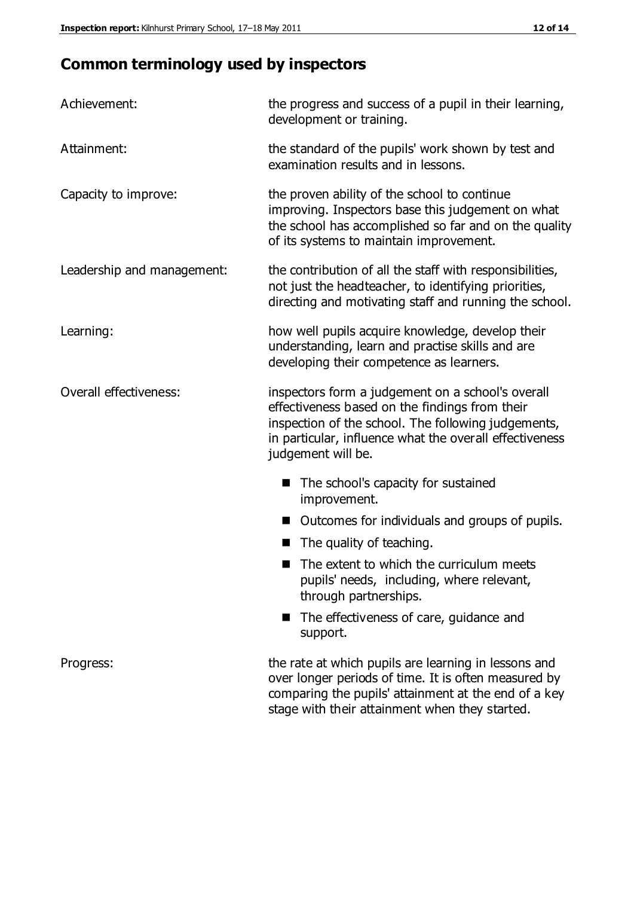## Common terminology used by inspectors

| | |
|---|---|
| Achievement: | the progress and success of a pupil in their learning, development or training. |
| Attainment: | the standard of the pupils' work shown by test and examination results and in lessons. |
| Capacity to improve: | the proven ability of the school to continue improving. Inspectors base this judgement on what the school has accomplished so far and on the quality of its systems to maintain improvement. |
| Leadership and management: | the contribution of all the staff with responsibilities, not just the headteacher, to identifying priorities, directing and motivating staff and running the school. |
| Learning: | how well pupils acquire knowledge, develop their understanding, learn and practise skills and are developing their competence as learners. |
| Overall effectiveness: | inspectors form a judgement on a school's overall effectiveness based on the findings from their inspection of the school. The following judgements, in particular, influence what the overall effectiveness judgement will be. |

- The school's capacity for sustained improvement.
- Outcomes for individuals and groups of pupils.
- The quality of teaching.
- The extent to which the curriculum meets pupils' needs, including, where relevant, through partnerships.
- The effectiveness of care, guidance and support.

| | |
|---|---|
| Progress: | the rate at which pupils are learning in lessons and over longer periods of time. It is often measured by comparing the pupils' attainment at the end of a key stage with their attainment when they started. |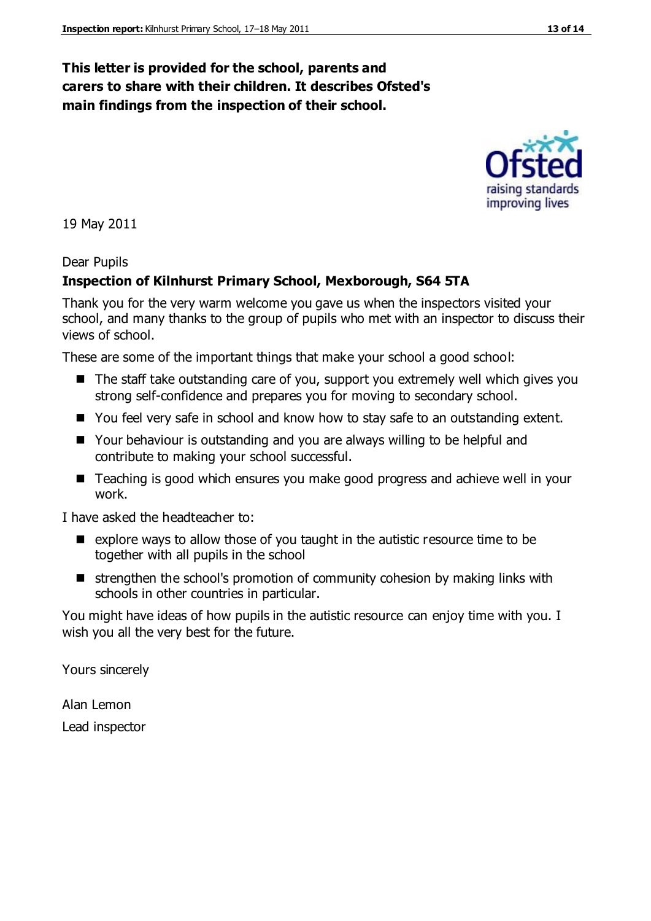**This letter is provided for the school, parents and carers to share with their children. It describes Ofsted's main findings from the inspection of their school.**

19 May 2011

Dear Pupils

**Inspection of Kilnhurst Primary School, Mexborough, S64 5TA**

Thank you for the very warm welcome you gave us when the inspectors visited your school, and many thanks to the group of pupils who met with an inspector to discuss their views of school.

These are some of the important things that make your school a good school:

- The staff take outstanding care of you, support you extremely well which gives you strong self-confidence and prepares you for moving to secondary school.
- You feel very safe in school and know how to stay safe to an outstanding extent.
- Your behaviour is outstanding and you are always willing to be helpful and contribute to making your school successful.
- Teaching is good which ensures you make good progress and achieve well in your work.

I have asked the headteacher to:

- explore ways to allow those of you taught in the autistic resource time to be together with all pupils in the school
- strengthen the school's promotion of community cohesion by making links with schools in other countries in particular.

You might have ideas of how pupils in the autistic resource can enjoy time with you. I wish you all the very best for the future.

Yours sincerely

Alan Lemon

Lead inspector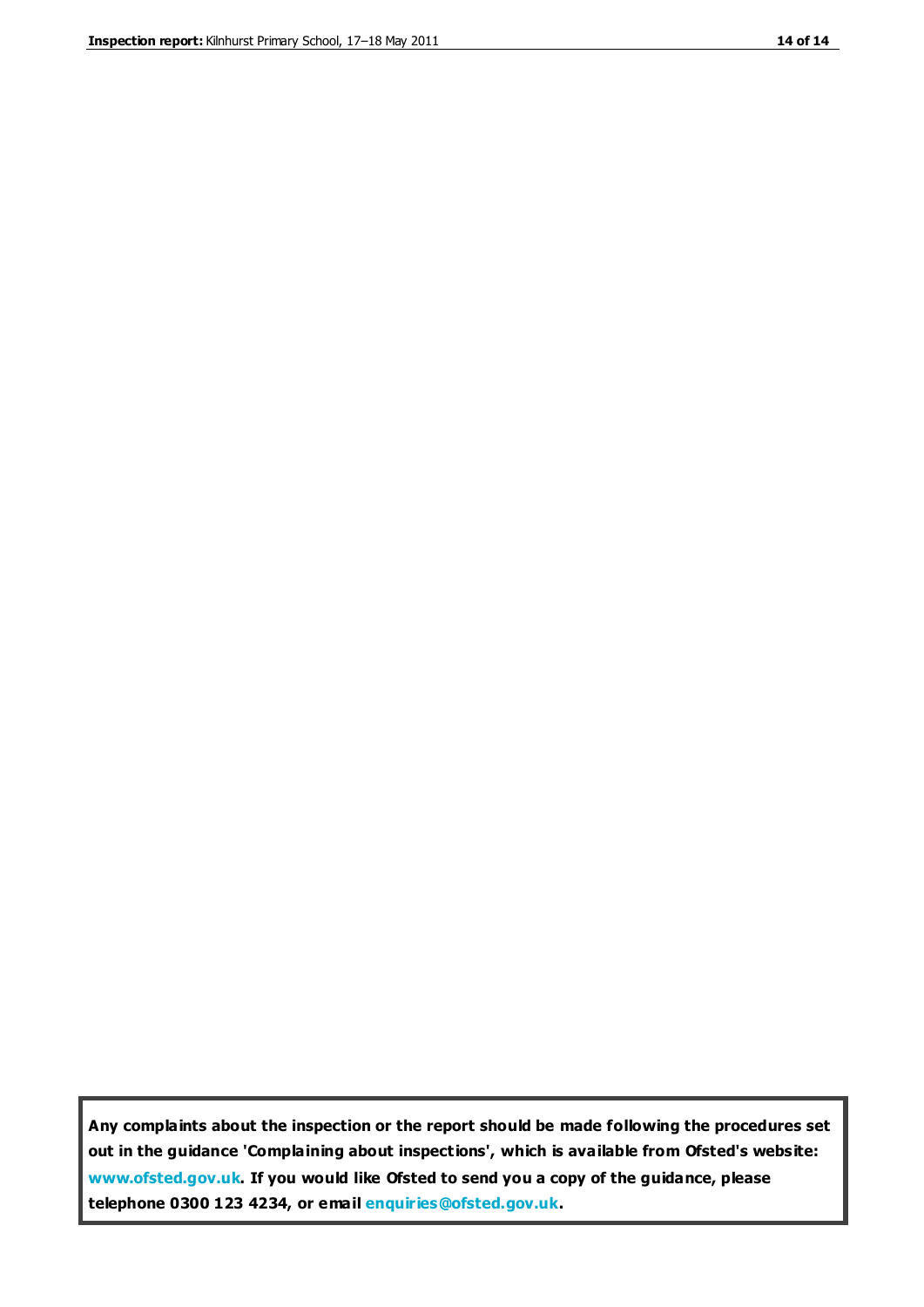**Any complaints about the inspection or the report should be made following the procedures set out in the guidance 'Complaining about inspections', which is available from Ofsted's website: www.ofsted.gov.uk. If you would like Ofsted to send you a copy of the guidance, please telephone 0300 123 4234, or email enquiries@ofsted.gov.uk.**